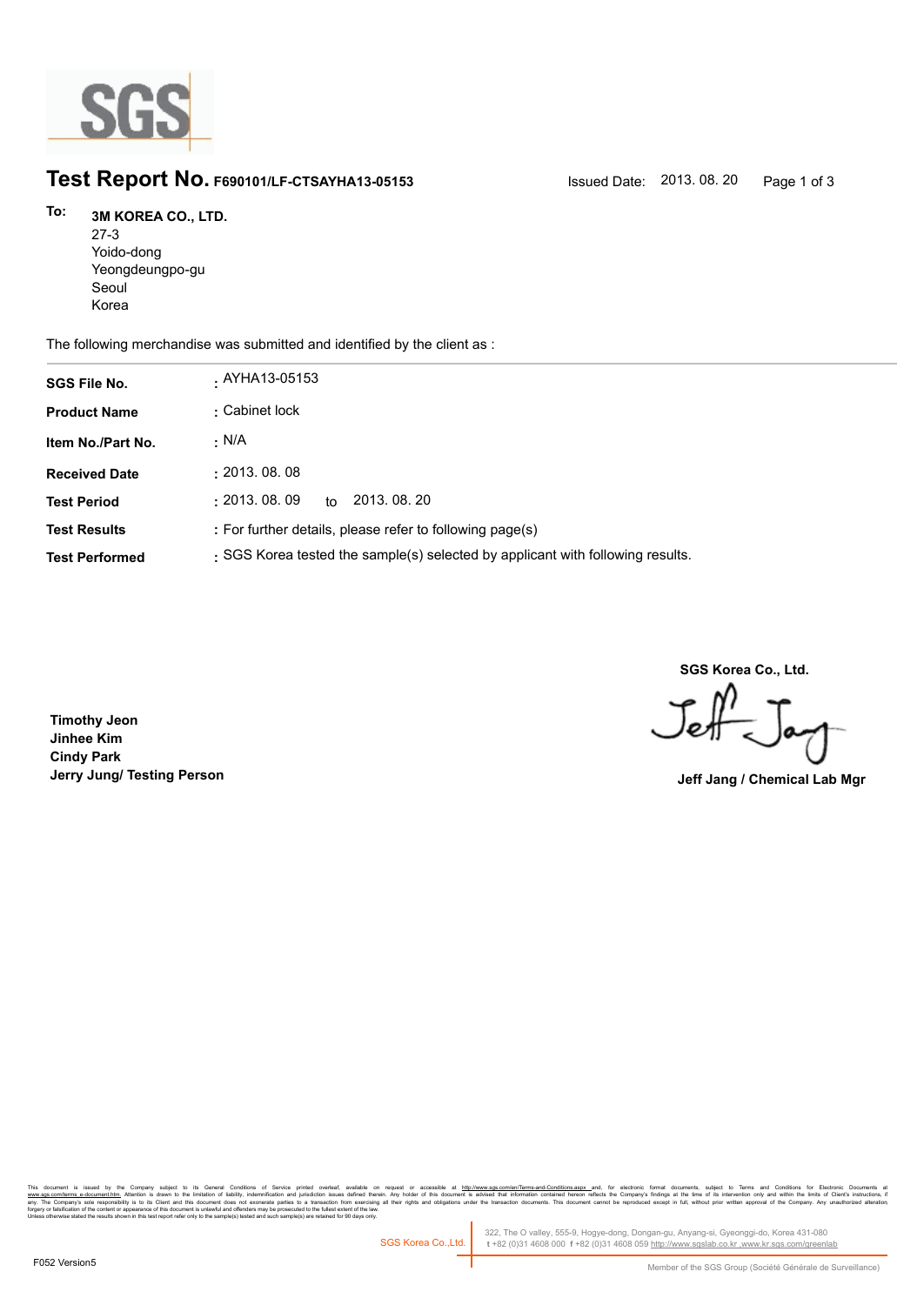# Test Report No. F690101/LF-CTSAYHA13-05153

Issued Date: 2013. 08. 20

**To:** **3M KOREA CO., LTD.**
27-3
Yoido-dong
Yeongdeungpo-gu
Seoul
Korea

The following merchandise was submitted and identified by the client as :

| | |
|---|---|
| **SGS File No.** | : AYHA13-05153 |
| **Product Name** | : Cabinet lock |
| **Item No./Part No.** | : N/A |
| **Received Date** | : 2013. 08. 08 |
| **Test Period** | : 2013. 08. 09 to 2013. 08. 20 |
| **Test Results** | : For further details, please refer to following page(s) |
| **Test Performed** | : SGS Korea tested the sample(s) selected by applicant with following results. |

**SGS Korea Co., Ltd.**

**Jeff Jang / Chemical Lab Mgr**

**Timothy Jeon**
**Jinhee Kim**
**Cindy Park**
**Jerry Jung/ Testing Person**

This document is issued by the Company subject to its General Conditions of Service printed overleaf, available on request or accessible at http://www.sgs.com/en/Terms-and-Conditions.aspx and, for electronic format documents, subject to Terms and Conditions for Electronic Documents at www.sgs.com/terms_e-document.htm. Attention is drawn to the limitation of liability, indemnification and jurisdiction issues defined therein. Any holder of this document is advised that information contained hereon reflects the Company's findings at the time of its intervention only and within the limits of Client's instructions, if any. The Company's sole responsibility is to its Client and this document does not exonerate parties to a transaction from exercising all their rights and obligations under the transaction documents. This document cannot be reproduced except in full, without prior written approval of the Company. Any unauthorized alteration, forgery or falsification of the content or appearance of this document is unlawful and offenders may be prosecuted to the fullest extent of the law.
Unless otherwise stated the results shown in this test report refer only to the sample(s) tested and such sample(s) are retained for 90 days only.

SGS Korea Co.,Ltd. 322, The O valley, 555-9, Hogye-dong, Dongan-gu, Anyang-si, Gyeonggi-do, Korea 431-080
t +82 (0)31 4608 000 f +82 (0)31 4608 059 http://www.sgslab.co.kr ,www.kr.sgs.com/greenlab

F052 Version5

Member of the SGS Group (Société Générale de Surveillance)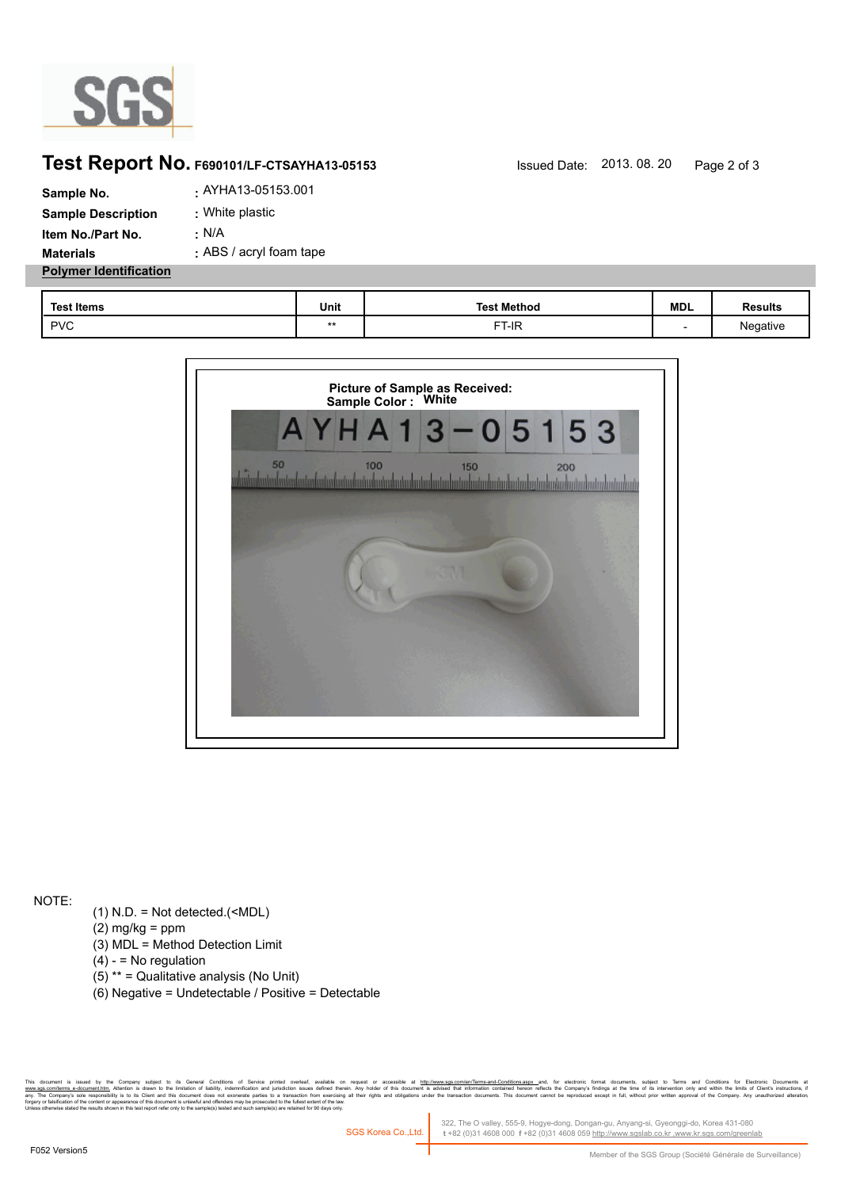# Test Report No. F690101/LF-CTSAYHA13-05153

Issued Date: 2013. 08. 20

**Sample No.** : AYHA13-05153.001

**Sample Description** : White plastic

**Item No./Part No.** : N/A

**Materials** : ABS / acryl foam tape

**Polymer Identification**

| Test Items | Unit | Test Method | MDL | Results |
|---|---|---|---|---|
| PVC | ** | FT-IR | - | Negative |

**Picture of Sample as Received:**
**Sample Color : White**

NOTE:

(1) N.D. = Not detected.(<MDL)
(2) mg/kg = ppm
(3) MDL = Method Detection Limit
(4) - = No regulation
(5) ** = Qualitative analysis (No Unit)
(6) Negative = Undetectable / Positive = Detectable

This document is issued by the Company subject to its General Conditions of Service printed overleaf, available on request or accessible at http://www.sgs.com/en/Terms-and-Conditions.aspx and, for electronic format documents, subject to Terms and Conditions for Electronic Documents at www.sgs.com/terms_e-document.htm. Attention is drawn to the limitation of liability, indemnification and jurisdiction issues defined therein. Any holder of this document is advised that information contained hereon reflects the Company's findings at the time of its intervention only and within the limits of Client's instructions, if any. The Company's sole responsibility is to its Client and this document does not exonerate parties to a transaction from exercising all their rights and obligations under the transaction documents. This document cannot be reproduced except in full, without prior written approval of the Company. Any unauthorized alteration, forgery or falsification of the content or appearance of this document is unlawful and offenders may be prosecuted to the fullest extent of the law.
Unless otherwise stated the results shown in this test report refer only to the sample(s) tested and such sample(s) are retained for 90 days only.

SGS Korea Co.,Ltd. 322, The O valley, 555-9, Hogye-dong, Dongan-gu, Anyang-si, Gyeonggi-do, Korea 431-080
t +82 (0)31 4608 000 f +82 (0)31 4608 059 http://www.sgslab.co.kr ,www.kr.sgs.com/greenlab

F052 Version5

Member of the SGS Group (Société Générale de Surveillance)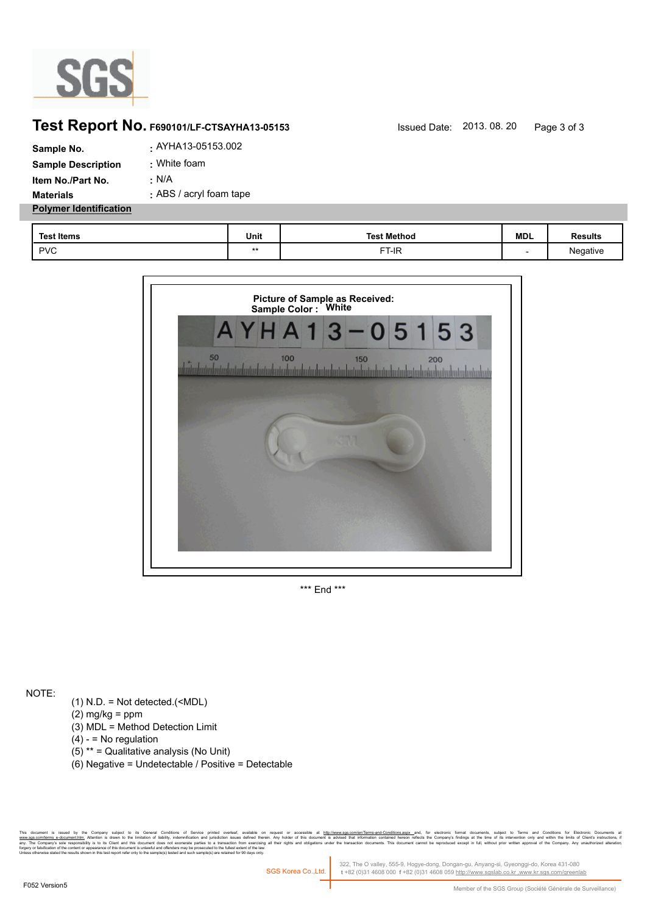# Test Report No. F690101/LF-CTSAYHA13-05153

Issued Date: 2013. 08. 20

| | |
|---|---|
| **Sample No.** | : AYHA13-05153.002 |
| **Sample Description** | : White foam |
| **Item No./Part No.** | : N/A |
| **Materials** | : ABS / acryl foam tape |

**Polymer Identification**

| Test Items | Unit | Test Method | MDL | Results |
|---|---|---|---|---|
| PVC | ** | FT-IR | - | Negative |

**Picture of Sample as Received:**
**Sample Color : White**

*** End ***

NOTE:

(1) N.D. = Not detected.(<MDL)
(2) mg/kg = ppm
(3) MDL = Method Detection Limit
(4) - = No regulation
(5) ** = Qualitative analysis (No Unit)
(6) Negative = Undetectable / Positive = Detectable

This document is issued by the Company subject to its General Conditions of Service printed overleaf, available on request or accessible at http://www.sgs.com/en/Terms-and-Conditions.aspx and, for electronic format documents, subject to Terms and Conditions for Electronic Documents at www.sgs.com/terms_e-document.htm. Attention is drawn to the limitation of liability, indemnification and jurisdiction issues defined therein. Any holder of this document is advised that information contained hereon reflects the Company's findings at the time of its intervention only and within the limits of Client's instructions, if any. The Company's sole responsibility is to its Client and this document does not exonerate parties to a transaction from exercising all their rights and obligations under the transaction documents. This document cannot be reproduced except in full, without prior written approval of the Company. Any unauthorized alteration, forgery or falsification of the content or appearance of this document is unlawful and offenders may be prosecuted to the fullest extent of the law.
Unless otherwise stated the results shown in this test report refer only to the sample(s) tested and such sample(s) are retained for 90 days only.

SGS Korea Co.,Ltd. | 322, The O valley, 555-9, Hogye-dong, Dongan-gu, Anyang-si, Gyeonggi-do, Korea 431-080
t +82 (0)31 4608 000 f +82 (0)31 4608 059 http://www.sgslab.co.kr ,www.kr.sgs.com/greenlab

F052 Version5

Member of the SGS Group (Société Générale de Surveillance)